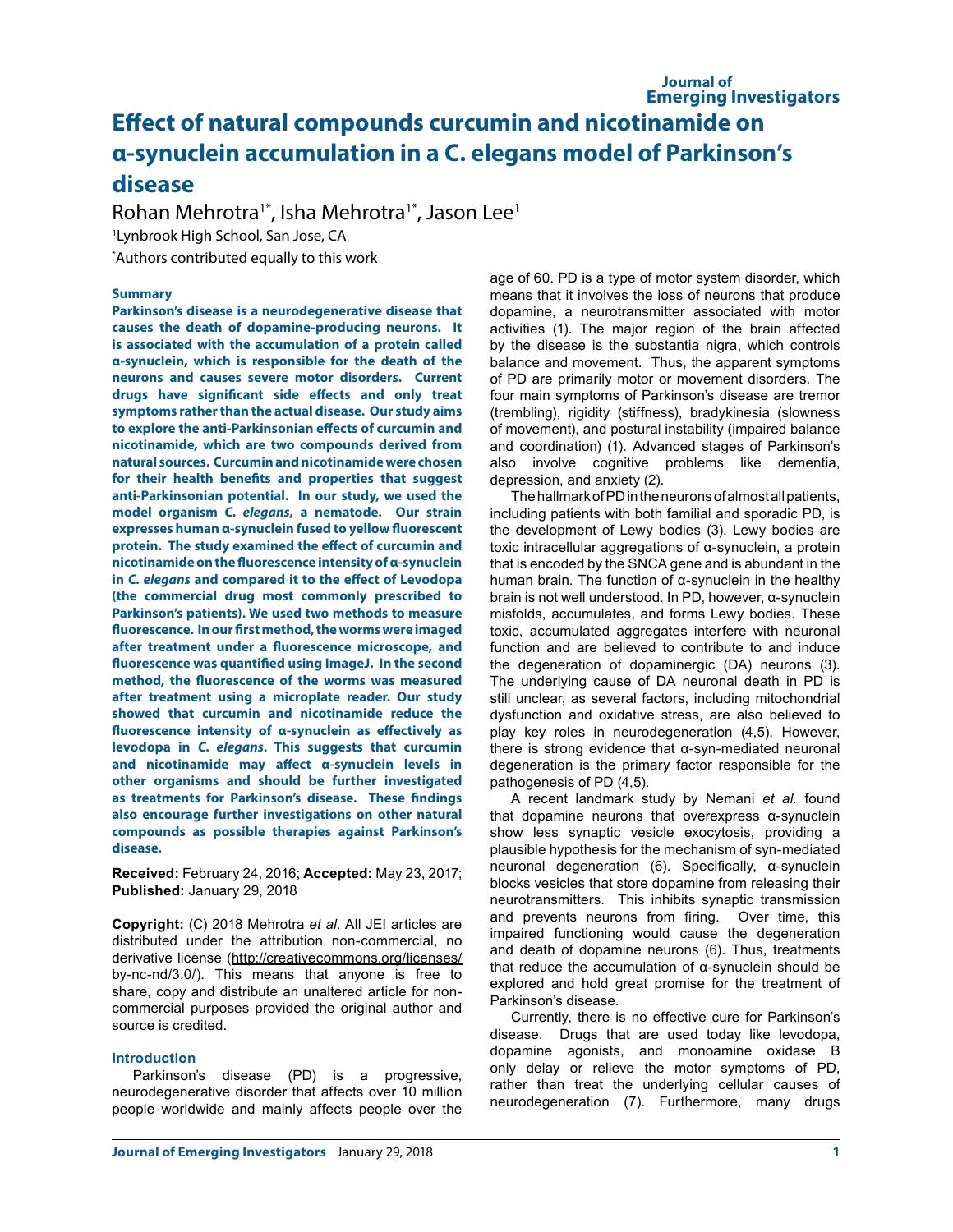# Effect of natural compounds curcumin and nicotinamide on α-synuclein accumulation in a C. elegans model of Parkinson's disease

Rohan Mehrotra[1*], Isha Mehrotra[1*], Jason Lee[1]

[1]Lynbrook High School, San Jose, CA

[*]Authors contributed equally to this work

### Summary

**Parkinson's disease is a neurodegenerative disease that causes the death of dopamine-producing neurons. It is associated with the accumulation of a protein called α-synuclein, which is responsible for the death of the neurons and causes severe motor disorders. Current drugs have significant side effects and only treat symptoms rather than the actual disease. Our study aims to explore the anti-Parkinsonian effects of curcumin and nicotinamide, which are two compounds derived from natural sources. Curcumin and nicotinamide were chosen for their health benefits and properties that suggest anti-Parkinsonian potential. In our study, we used the model organism *C. elegans*, a nematode. Our strain expresses human α-synuclein fused to yellow fluorescent protein. The study examined the effect of curcumin and nicotinamide on the fluorescence intensity of α-synuclein in *C. elegans* and compared it to the effect of Levodopa (the commercial drug most commonly prescribed to Parkinson's patients). We used two methods to measure fluorescence. In our first method, the worms were imaged after treatment under a fluorescence microscope, and fluorescence was quantified using ImageJ. In the second method, the fluorescence of the worms was measured after treatment using a microplate reader. Our study showed that curcumin and nicotinamide reduce the fluorescence intensity of α-synuclein as effectively as levodopa in *C. elegans*. This suggests that curcumin and nicotinamide may affect α-synuclein levels in other organisms and should be further investigated as treatments for Parkinson's disease. These findings also encourage further investigations on other natural compounds as possible therapies against Parkinson's disease.**

**Received:** February 24, 2016; **Accepted:** May 23, 2017; **Published:** January 29, 2018

**Copyright:** (C) 2018 Mehrotra *et al*. All JEI articles are distributed under the attribution non-commercial, no derivative license (http://creativecommons.org/licenses/by-nc-nd/3.0/). This means that anyone is free to share, copy and distribute an unaltered article for non-commercial purposes provided the original author and source is credited.

### Introduction

Parkinson's disease (PD) is a progressive, neurodegenerative disorder that affects over 10 million people worldwide and mainly affects people over the age of 60. PD is a type of motor system disorder, which means that it involves the loss of neurons that produce dopamine, a neurotransmitter associated with motor activities (1). The major region of the brain affected by the disease is the substantia nigra, which controls balance and movement. Thus, the apparent symptoms of PD are primarily motor or movement disorders. The four main symptoms of Parkinson's disease are tremor (trembling), rigidity (stiffness), bradykinesia (slowness of movement), and postural instability (impaired balance and coordination) (1). Advanced stages of Parkinson's also involve cognitive problems like dementia, depression, and anxiety (2).

The hallmark of PD in the neurons of almost all patients, including patients with both familial and sporadic PD, is the development of Lewy bodies (3). Lewy bodies are toxic intracellular aggregations of α-synuclein, a protein that is encoded by the SNCA gene and is abundant in the human brain. The function of α-synuclein in the healthy brain is not well understood. In PD, however, α-synuclein misfolds, accumulates, and forms Lewy bodies. These toxic, accumulated aggregates interfere with neuronal function and are believed to contribute to and induce the degeneration of dopaminergic (DA) neurons (3). The underlying cause of DA neuronal death in PD is still unclear, as several factors, including mitochondrial dysfunction and oxidative stress, are also believed to play key roles in neurodegeneration (4,5). However, there is strong evidence that α-syn-mediated neuronal degeneration is the primary factor responsible for the pathogenesis of PD (4,5).

A recent landmark study by Nemani *et al.* found that dopamine neurons that overexpress α-synuclein show less synaptic vesicle exocytosis, providing a plausible hypothesis for the mechanism of syn-mediated neuronal degeneration (6). Specifically, α-synuclein blocks vesicles that store dopamine from releasing their neurotransmitters. This inhibits synaptic transmission and prevents neurons from firing. Over time, this impaired functioning would cause the degeneration and death of dopamine neurons (6). Thus, treatments that reduce the accumulation of α-synuclein should be explored and hold great promise for the treatment of Parkinson's disease.

Currently, there is no effective cure for Parkinson's disease. Drugs that are used today like levodopa, dopamine agonists, and monoamine oxidase B only delay or relieve the motor symptoms of PD, rather than treat the underlying cellular causes of neurodegeneration (7). Furthermore, many drugs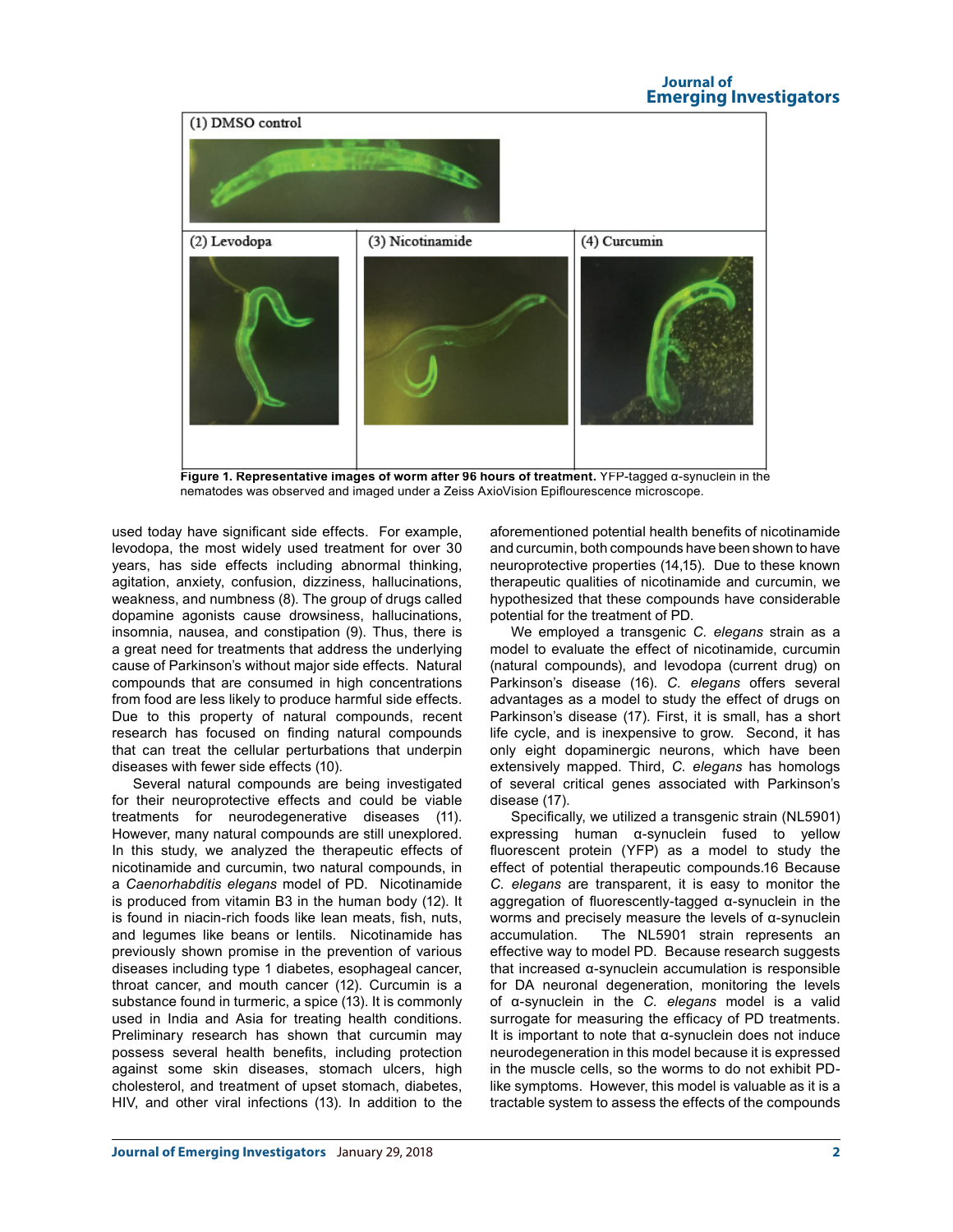**Figure 1. Representative images of worm after 96 hours of treatment.** YFP-tagged α-synuclein in the nematodes was observed and imaged under a Zeiss AxioVision Epiflourescence microscope.

used today have significant side effects. For example, levodopa, the most widely used treatment for over 30 years, has side effects including abnormal thinking, agitation, anxiety, confusion, dizziness, hallucinations, weakness, and numbness (8). The group of drugs called dopamine agonists cause drowsiness, hallucinations, insomnia, nausea, and constipation (9). Thus, there is a great need for treatments that address the underlying cause of Parkinson's without major side effects. Natural compounds that are consumed in high concentrations from food are less likely to produce harmful side effects. Due to this property of natural compounds, recent research has focused on finding natural compounds that can treat the cellular perturbations that underpin diseases with fewer side effects (10).

Several natural compounds are being investigated for their neuroprotective effects and could be viable treatments for neurodegenerative diseases (11). However, many natural compounds are still unexplored. In this study, we analyzed the therapeutic effects of nicotinamide and curcumin, two natural compounds, in a *Caenorhabditis elegans* model of PD. Nicotinamide is produced from vitamin B3 in the human body (12). It is found in niacin-rich foods like lean meats, fish, nuts, and legumes like beans or lentils. Nicotinamide has previously shown promise in the prevention of various diseases including type 1 diabetes, esophageal cancer, throat cancer, and mouth cancer (12). Curcumin is a substance found in turmeric, a spice (13). It is commonly used in India and Asia for treating health conditions. Preliminary research has shown that curcumin may possess several health benefits, including protection against some skin diseases, stomach ulcers, high cholesterol, and treatment of upset stomach, diabetes, HIV, and other viral infections (13). In addition to the aforementioned potential health benefits of nicotinamide and curcumin, both compounds have been shown to have neuroprotective properties (14,15). Due to these known therapeutic qualities of nicotinamide and curcumin, we hypothesized that these compounds have considerable potential for the treatment of PD.

We employed a transgenic *C. elegans* strain as a model to evaluate the effect of nicotinamide, curcumin (natural compounds), and levodopa (current drug) on Parkinson's disease (16). *C. elegans* offers several advantages as a model to study the effect of drugs on Parkinson's disease (17). First, it is small, has a short life cycle, and is inexpensive to grow. Second, it has only eight dopaminergic neurons, which have been extensively mapped. Third, *C. elegans* has homologs of several critical genes associated with Parkinson's disease (17).

Specifically, we utilized a transgenic strain (NL5901) expressing human α-synuclein fused to yellow fluorescent protein (YFP) as a model to study the effect of potential therapeutic compounds.16 Because *C. elegans* are transparent, it is easy to monitor the aggregation of fluorescently-tagged α-synuclein in the worms and precisely measure the levels of α-synuclein accumulation. The NL5901 strain represents an effective way to model PD. Because research suggests that increased α-synuclein accumulation is responsible for DA neuronal degeneration, monitoring the levels of α-synuclein in the *C. elegans* model is a valid surrogate for measuring the efficacy of PD treatments. It is important to note that α-synuclein does not induce neurodegeneration in this model because it is expressed in the muscle cells, so the worms to do not exhibit PD-like symptoms. However, this model is valuable as it is a tractable system to assess the effects of the compounds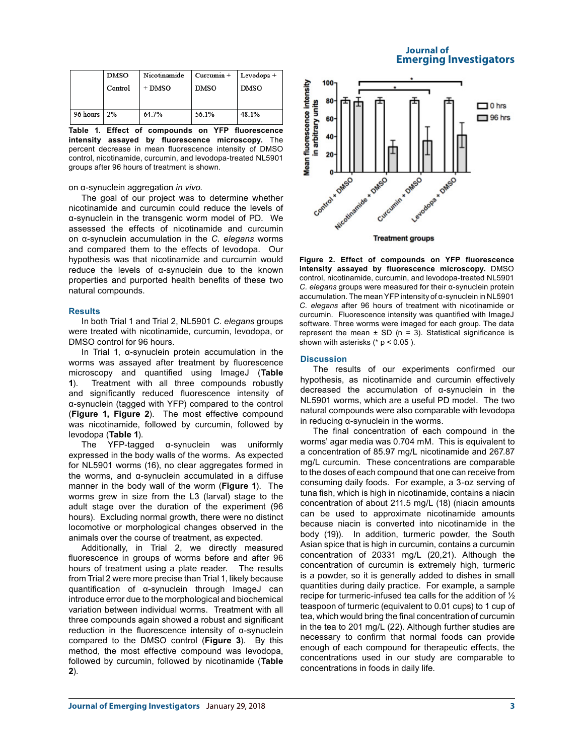|  | DMSO Control | Nicotinamide + DMSO | Curcumin + DMSO | Levodopa + DMSO |
| --- | --- | --- | --- | --- |
| 96 hours | 2% | 64.7% | 56.1% | 48.1% |

**Table 1. Effect of compounds on YFP fluorescence intensity assayed by fluorescence microscopy.** The percent decrease in mean fluorescence intensity of DMSO control, nicotinamide, curcumin, and levodopa-treated NL5901 groups after 96 hours of treatment is shown.

on α-synuclein aggregation *in vivo*.

The goal of our project was to determine whether nicotinamide and curcumin could reduce the levels of α-synuclein in the transgenic worm model of PD. We assessed the effects of nicotinamide and curcumin on α-synuclein accumulation in the *C. elegans* worms and compared them to the effects of levodopa. Our hypothesis was that nicotinamide and curcumin would reduce the levels of α-synuclein due to the known properties and purported health benefits of these two natural compounds.

## Results

In both Trial 1 and Trial 2, NL5901 *C. elegans* groups were treated with nicotinamide, curcumin, levodopa, or DMSO control for 96 hours.

In Trial 1, α-synuclein protein accumulation in the worms was assayed after treatment by fluorescence microscopy and quantified using ImageJ (**Table 1**). Treatment with all three compounds robustly and significantly reduced fluorescence intensity of α-synuclein (tagged with YFP) compared to the control (**Figure 1, Figure 2**). The most effective compound was nicotinamide, followed by curcumin, followed by levodopa (**Table 1**).

The YFP-tagged α-synuclein was uniformly expressed in the body walls of the worms. As expected for NL5901 worms (16), no clear aggregates formed in the worms, and α-synuclein accumulated in a diffuse manner in the body wall of the worm (**Figure 1**). The worms grew in size from the L3 (larval) stage to the adult stage over the duration of the experiment (96 hours). Excluding normal growth, there were no distinct locomotive or morphological changes observed in the animals over the course of treatment, as expected.

Additionally, in Trial 2, we directly measured fluorescence in groups of worms before and after 96 hours of treatment using a plate reader. The results from Trial 2 were more precise than Trial 1, likely because quantification of α-synuclein through ImageJ can introduce error due to the morphological and biochemical variation between individual worms. Treatment with all three compounds again showed a robust and significant reduction in the fluorescence intensity of α-synuclein compared to the DMSO control (**Figure 3**). By this method, the most effective compound was levodopa, followed by curcumin, followed by nicotinamide (**Table 2**).

**Figure 2. Effect of compounds on YFP fluorescence intensity assayed by fluorescence microscopy.** DMSO control, nicotinamide, curcumin, and levodopa-treated NL5901 *C. elegans* groups were measured for their α-synuclein protein accumulation. The mean YFP intensity of α-synuclein in NL5901 *C. elegans* after 96 hours of treatment with nicotinamide or curcumin. Fluorescence intensity was quantified with ImageJ software. Three worms were imaged for each group. The data represent the mean ± SD (n = 3). Statistical significance is shown with asterisks (* $p < 0.05$ ).

## Discussion

The results of our experiments confirmed our hypothesis, as nicotinamide and curcumin effectively decreased the accumulation of α-synuclein in the NL5901 worms, which are a useful PD model. The two natural compounds were also comparable with levodopa in reducing α-synuclein in the worms.

The final concentration of each compound in the worms' agar media was 0.704 mM. This is equivalent to a concentration of 85.97 mg/L nicotinamide and 267.87 mg/L curcumin. These concentrations are comparable to the doses of each compound that one can receive from consuming daily foods. For example, a 3-oz serving of tuna fish, which is high in nicotinamide, contains a niacin concentration of about 211.5 mg/L (18) (niacin amounts can be used to approximate nicotinamide amounts because niacin is converted into nicotinamide in the body (19)). In addition, turmeric powder, the South Asian spice that is high in curcumin, contains a curcumin concentration of 20331 mg/L (20,21). Although the concentration of curcumin is extremely high, turmeric is a powder, so it is generally added to dishes in small quantities during daily practice. For example, a sample recipe for turmeric-infused tea calls for the addition of ½ teaspoon of turmeric (equivalent to 0.01 cups) to 1 cup of tea, which would bring the final concentration of curcumin in the tea to 201 mg/L (22). Although further studies are necessary to confirm that normal foods can provide enough of each compound for therapeutic effects, the concentrations used in our study are comparable to concentrations in foods in daily life.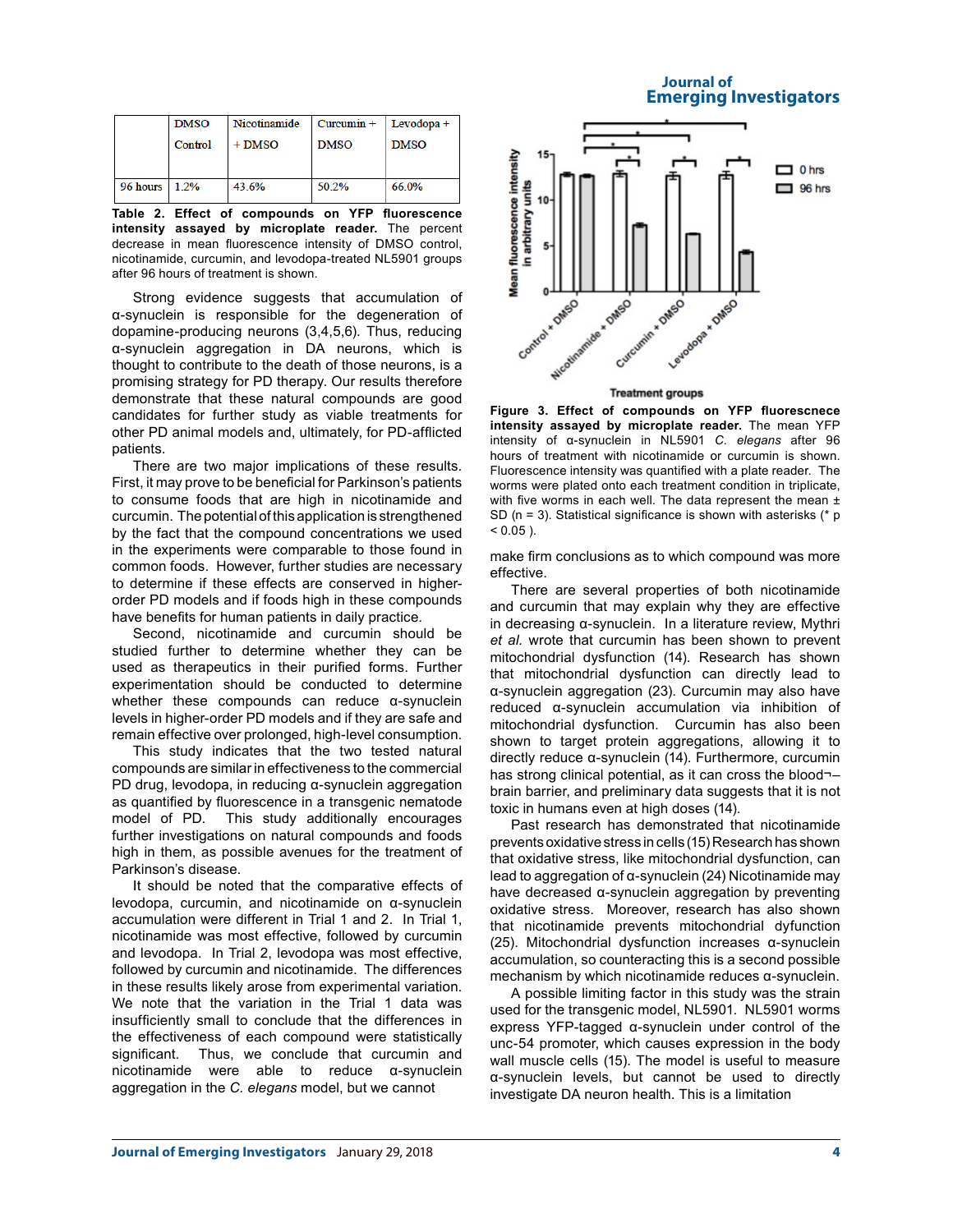|  | DMSO Control | Nicotinamide + DMSO | Curcumin + DMSO | Levodopa + DMSO |
|---|---|---|---|---|
| 96 hours | 1.2% | 43.6% | 50.2% | 66.0% |

**Table 2. Effect of compounds on YFP fluorescence intensity assayed by microplate reader.** The percent decrease in mean fluorescence intensity of DMSO control, nicotinamide, curcumin, and levodopa-treated NL5901 groups after 96 hours of treatment is shown.

Strong evidence suggests that accumulation of α-synuclein is responsible for the degeneration of dopamine-producing neurons (3,4,5,6). Thus, reducing α-synuclein aggregation in DA neurons, which is thought to contribute to the death of those neurons, is a promising strategy for PD therapy. Our results therefore demonstrate that these natural compounds are good candidates for further study as viable treatments for other PD animal models and, ultimately, for PD-afflicted patients.

There are two major implications of these results. First, it may prove to be beneficial for Parkinson's patients to consume foods that are high in nicotinamide and curcumin. The potential of this application is strengthened by the fact that the compound concentrations we used in the experiments were comparable to those found in common foods. However, further studies are necessary to determine if these effects are conserved in higher-order PD models and if foods high in these compounds have benefits for human patients in daily practice.

Second, nicotinamide and curcumin should be studied further to determine whether they can be used as therapeutics in their purified forms. Further experimentation should be conducted to determine whether these compounds can reduce α-synuclein levels in higher-order PD models and if they are safe and remain effective over prolonged, high-level consumption.

This study indicates that the two tested natural compounds are similar in effectiveness to the commercial PD drug, levodopa, in reducing α-synuclein aggregation as quantified by fluorescence in a transgenic nematode model of PD. This study additionally encourages further investigations on natural compounds and foods high in them, as possible avenues for the treatment of Parkinson's disease.

It should be noted that the comparative effects of levodopa, curcumin, and nicotinamide on α-synuclein accumulation were different in Trial 1 and 2. In Trial 1, nicotinamide was most effective, followed by curcumin and levodopa. In Trial 2, levodopa was most effective, followed by curcumin and nicotinamide. The differences in these results likely arose from experimental variation. We note that the variation in the Trial 1 data was insufficiently small to conclude that the differences in the effectiveness of each compound were statistically significant. Thus, we conclude that curcumin and nicotinamide were able to reduce α-synuclein aggregation in the *C. elegans* model, but we cannot make firm conclusions as to which compound was more effective.

**Figure 3. Effect of compounds on YFP fluorescnece intensity assayed by microplate reader.** The mean YFP intensity of α-synuclein in NL5901 *C. elegans* after 96 hours of treatment with nicotinamide or curcumin is shown. Fluorescence intensity was quantified with a plate reader. The worms were plated onto each treatment condition in triplicate, with five worms in each well. The data represent the mean ± SD (n = 3). Statistical significance is shown with asterisks (* p < 0.05 ).

There are several properties of both nicotinamide and curcumin that may explain why they are effective in decreasing α-synuclein. In a literature review, Mythri *et al.* wrote that curcumin has been shown to prevent mitochondrial dysfunction (14). Research has shown that mitochondrial dysfunction can directly lead to α-synuclein aggregation (23). Curcumin may also have reduced α-synuclein accumulation via inhibition of mitochondrial dysfunction. Curcumin has also been shown to target protein aggregations, allowing it to directly reduce α-synuclein (14). Furthermore, curcumin has strong clinical potential, as it can cross the blood¬–brain barrier, and preliminary data suggests that it is not toxic in humans even at high doses (14).

Past research has demonstrated that nicotinamide prevents oxidative stress in cells (15) Research has shown that oxidative stress, like mitochondrial dysfunction, can lead to aggregation of α-synuclein (24) Nicotinamide may have decreased α-synuclein aggregation by preventing oxidative stress. Moreover, research has also shown that nicotinamide prevents mitochondrial dyfunction (25). Mitochondrial dysfunction increases α-synuclein accumulation, so counteracting this is a second possible mechanism by which nicotinamide reduces α-synuclein.

A possible limiting factor in this study was the strain used for the transgenic model, NL5901. NL5901 worms express YFP-tagged α-synuclein under control of the unc-54 promoter, which causes expression in the body wall muscle cells (15). The model is useful to measure α-synuclein levels, but cannot be used to directly investigate DA neuron health. This is a limitation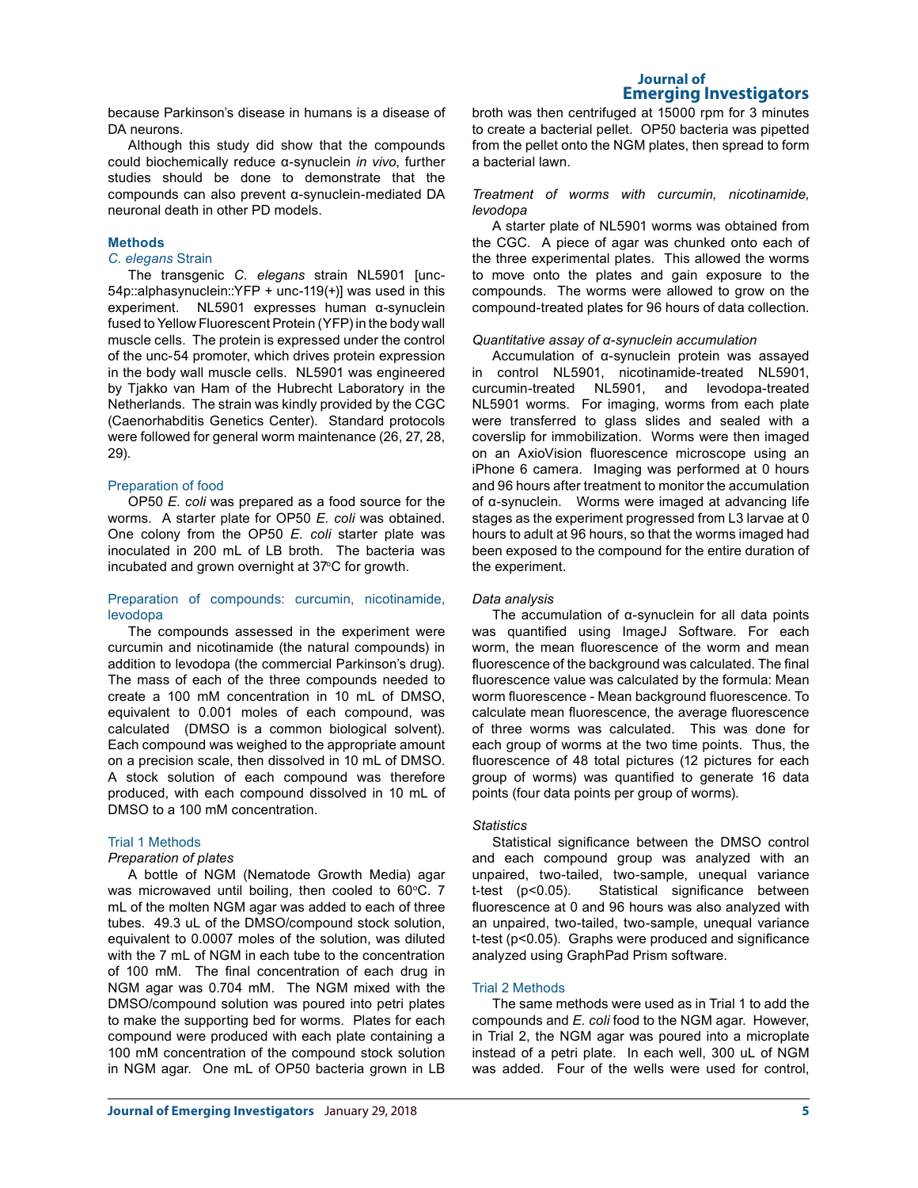because Parkinson's disease in humans is a disease of DA neurons.

Although this study did show that the compounds could biochemically reduce α-synuclein *in vivo*, further studies should be done to demonstrate that the compounds can also prevent α-synuclein-mediated DA neuronal death in other PD models.

## Methods

### *C. elegans* Strain

The transgenic *C. elegans* strain NL5901 [unc-54p::alphasynuclein::YFP + unc-119(+)] was used in this experiment. NL5901 expresses human α-synuclein fused to Yellow Fluorescent Protein (YFP) in the body wall muscle cells. The protein is expressed under the control of the unc-54 promoter, which drives protein expression in the body wall muscle cells. NL5901 was engineered by Tjakko van Ham of the Hubrecht Laboratory in the Netherlands. The strain was kindly provided by the CGC (Caenorhabditis Genetics Center). Standard protocols were followed for general worm maintenance (26, 27, 28, 29).

### Preparation of food

OP50 *E. coli* was prepared as a food source for the worms. A starter plate for OP50 *E. coli* was obtained. One colony from the OP50 *E. coli* starter plate was inoculated in 200 mL of LB broth. The bacteria was incubated and grown overnight at 37°C for growth.

### Preparation of compounds: curcumin, nicotinamide, levodopa

The compounds assessed in the experiment were curcumin and nicotinamide (the natural compounds) in addition to levodopa (the commercial Parkinson's drug). The mass of each of the three compounds needed to create a 100 mM concentration in 10 mL of DMSO, equivalent to 0.001 moles of each compound, was calculated (DMSO is a common biological solvent). Each compound was weighed to the appropriate amount on a precision scale, then dissolved in 10 mL of DMSO. A stock solution of each compound was therefore produced, with each compound dissolved in 10 mL of DMSO to a 100 mM concentration.

### Trial 1 Methods

#### *Preparation of plates*

A bottle of NGM (Nematode Growth Media) agar was microwaved until boiling, then cooled to 60°C. 7 mL of the molten NGM agar was added to each of three tubes. 49.3 uL of the DMSO/compound stock solution, equivalent to 0.0007 moles of the solution, was diluted with the 7 mL of NGM in each tube to the concentration of 100 mM. The final concentration of each drug in NGM agar was 0.704 mM. The NGM mixed with the DMSO/compound solution was poured into petri plates to make the supporting bed for worms. Plates for each compound were produced with each plate containing a 100 mM concentration of the compound stock solution in NGM agar. One mL of OP50 bacteria grown in LB broth was then centrifuged at 15000 rpm for 3 minutes to create a bacterial pellet. OP50 bacteria was pipetted from the pellet onto the NGM plates, then spread to form a bacterial lawn.

#### *Treatment of worms with curcumin, nicotinamide, levodopa*

A starter plate of NL5901 worms was obtained from the CGC. A piece of agar was chunked onto each of the three experimental plates. This allowed the worms to move onto the plates and gain exposure to the compounds. The worms were allowed to grow on the compound-treated plates for 96 hours of data collection.

#### *Quantitative assay of α-synuclein accumulation*

Accumulation of α-synuclein protein was assayed in control NL5901, nicotinamide-treated NL5901, curcumin-treated NL5901, and levodopa-treated NL5901 worms. For imaging, worms from each plate were transferred to glass slides and sealed with a coverslip for immobilization. Worms were then imaged on an AxioVision fluorescence microscope using an iPhone 6 camera. Imaging was performed at 0 hours and 96 hours after treatment to monitor the accumulation of α-synuclein. Worms were imaged at advancing life stages as the experiment progressed from L3 larvae at 0 hours to adult at 96 hours, so that the worms imaged had been exposed to the compound for the entire duration of the experiment.

#### *Data analysis*

The accumulation of α-synuclein for all data points was quantified using ImageJ Software. For each worm, the mean fluorescence of the worm and mean fluorescence of the background was calculated. The final fluorescence value was calculated by the formula: Mean worm fluorescence - Mean background fluorescence. To calculate mean fluorescence, the average fluorescence of three worms was calculated. This was done for each group of worms at the two time points. Thus, the fluorescence of 48 total pictures (12 pictures for each group of worms) was quantified to generate 16 data points (four data points per group of worms).

#### *Statistics*

Statistical significance between the DMSO control and each compound group was analyzed with an unpaired, two-tailed, two-sample, unequal variance t-test ($p<0.05$). Statistical significance between fluorescence at 0 and 96 hours was also analyzed with an unpaired, two-tailed, two-sample, unequal variance t-test ($p<0.05$). Graphs were produced and significance analyzed using GraphPad Prism software.

### Trial 2 Methods

The same methods were used as in Trial 1 to add the compounds and *E. coli* food to the NGM agar. However, in Trial 2, the NGM agar was poured into a microplate instead of a petri plate. In each well, 300 uL of NGM was added. Four of the wells were used for control,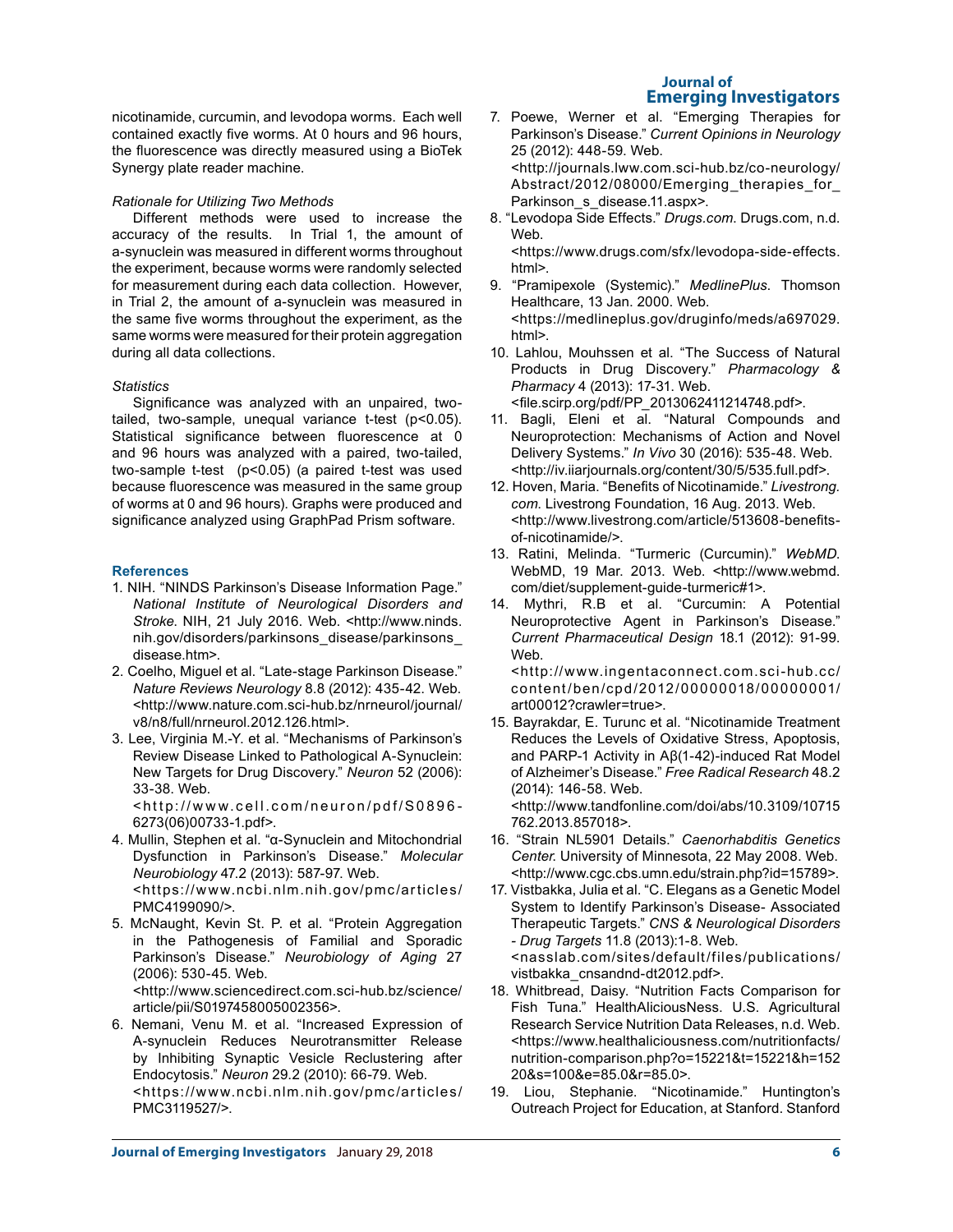nicotinamide, curcumin, and levodopa worms. Each well contained exactly five worms. At 0 hours and 96 hours, the fluorescence was directly measured using a BioTek Synergy plate reader machine.

*Rationale for Utilizing Two Methods*

Different methods were used to increase the accuracy of the results. In Trial 1, the amount of a-synuclein was measured in different worms throughout the experiment, because worms were randomly selected for measurement during each data collection. However, in Trial 2, the amount of a-synuclein was measured in the same five worms throughout the experiment, as the same worms were measured for their protein aggregation during all data collections.

*Statistics*

Significance was analyzed with an unpaired, two-tailed, two-sample, unequal variance t-test ($p<0.05$). Statistical significance between fluorescence at 0 and 96 hours was analyzed with a paired, two-tailed, two-sample t-test ($p<0.05$) (a paired t-test was used because fluorescence was measured in the same group of worms at 0 and 96 hours). Graphs were produced and significance analyzed using GraphPad Prism software.

## References

1. NIH. "NINDS Parkinson's Disease Information Page." *National Institute of Neurological Disorders and Stroke.* NIH, 21 July 2016. Web. <http://www.ninds.nih.gov/disorders/parkinsons_disease/parkinsons_disease.htm>.
2. Coelho, Miguel et al. "Late-stage Parkinson Disease." *Nature Reviews Neurology* 8.8 (2012): 435-42. Web. <http://www.nature.com.sci-hub.bz/nrneurol/journal/v8/n8/full/nrneurol.2012.126.html>.
3. Lee, Virginia M.-Y. et al. "Mechanisms of Parkinson's Review Disease Linked to Pathological A-Synuclein: New Targets for Drug Discovery." *Neuron* 52 (2006): 33-38. Web. <http://www.cell.com/neuron/pdf/S0896-6273(06)00733-1.pdf>.
4. Mullin, Stephen et al. "α-Synuclein and Mitochondrial Dysfunction in Parkinson's Disease." *Molecular Neurobiology* 47.2 (2013): 587-97. Web. <https://www.ncbi.nlm.nih.gov/pmc/articles/PMC4199090/>.
5. McNaught, Kevin St. P. et al. "Protein Aggregation in the Pathogenesis of Familial and Sporadic Parkinson's Disease." *Neurobiology of Aging* 27 (2006): 530-45. Web. <http://www.sciencedirect.com.sci-hub.bz/science/article/pii/S0197458005002356>.
6. Nemani, Venu M. et al. "Increased Expression of A-synuclein Reduces Neurotransmitter Release by Inhibiting Synaptic Vesicle Reclustering after Endocytosis." *Neuron* 29.2 (2010): 66-79. Web. <https://www.ncbi.nlm.nih.gov/pmc/articles/PMC3119527/>.
7. Poewe, Werner et al. "Emerging Therapies for Parkinson's Disease." *Current Opinions in Neurology* 25 (2012): 448-59. Web. <http://journals.lww.com.sci-hub.bz/co-neurology/Abstract/2012/08000/Emerging_therapies_for_Parkinson_s_disease.11.aspx>.
8. "Levodopa Side Effects." *Drugs.com.* Drugs.com, n.d. Web. <https://www.drugs.com/sfx/levodopa-side-effects.html>.
9. "Pramipexole (Systemic)." *MedlinePlus.* Thomson Healthcare, 13 Jan. 2000. Web. <https://medlineplus.gov/druginfo/meds/a697029.html>.
10. Lahlou, Mouhssen et al. "The Success of Natural Products in Drug Discovery." *Pharmacology & Pharmacy* 4 (2013): 17-31. Web. <file.scirp.org/pdf/PP_2013062411214748.pdf>.
11. Bagli, Eleni et al. "Natural Compounds and Neuroprotection: Mechanisms of Action and Novel Delivery Systems." *In Vivo* 30 (2016): 535-48. Web. <http://iv.iiarjournals.org/content/30/5/535.full.pdf>.
12. Hoven, Maria. "Benefits of Nicotinamide." *Livestrong.com.* Livestrong Foundation, 16 Aug. 2013. Web. <http://www.livestrong.com/article/513608-benefits-of-nicotinamide/>.
13. Ratini, Melinda. "Turmeric (Curcumin)." *WebMD.* WebMD, 19 Mar. 2013. Web. <http://www.webmd.com/diet/supplement-guide-turmeric#1>.
14. Mythri, R.B et al. "Curcumin: A Potential Neuroprotective Agent in Parkinson's Disease." *Current Pharmaceutical Design* 18.1 (2012): 91-99. Web. <http://www.ingentaconnect.com.sci-hub.cc/content/ben/cpd/2012/00000018/00000001/art00012?crawler=true>.
15. Bayrakdar, E. Turunc et al. "Nicotinamide Treatment Reduces the Levels of Oxidative Stress, Apoptosis, and PARP-1 Activity in Aβ(1-42)-induced Rat Model of Alzheimer's Disease." *Free Radical Research* 48.2 (2014): 146-58. Web. <http://www.tandfonline.com/doi/abs/10.3109/10715762.2013.857018>.
16. "Strain NL5901 Details." *Caenorhabditis Genetics Center.* University of Minnesota, 22 May 2008. Web. <http://www.cgc.cbs.umn.edu/strain.php?id=15789>.
17. Vistbakka, Julia et al. "C. Elegans as a Genetic Model System to Identify Parkinson's Disease- Associated Therapeutic Targets." *CNS & Neurological Disorders - Drug Targets* 11.8 (2013):1-8. Web. <nasslab.com/sites/default/files/publications/vistbakka_cnsandnd-dt2012.pdf>.
18. Whitbread, Daisy. "Nutrition Facts Comparison for Fish Tuna." HealthAliciousNess. U.S. Agricultural Research Service Nutrition Data Releases, n.d. Web. <https://www.healthaliciousness.com/nutritionfacts/nutrition-comparison.php?o=15221&t=15221&h=15220&s=100&e=85.0&r=85.0>.
19. Liou, Stephanie. "Nicotinamide." Huntington's Outreach Project for Education, at Stanford. Stanford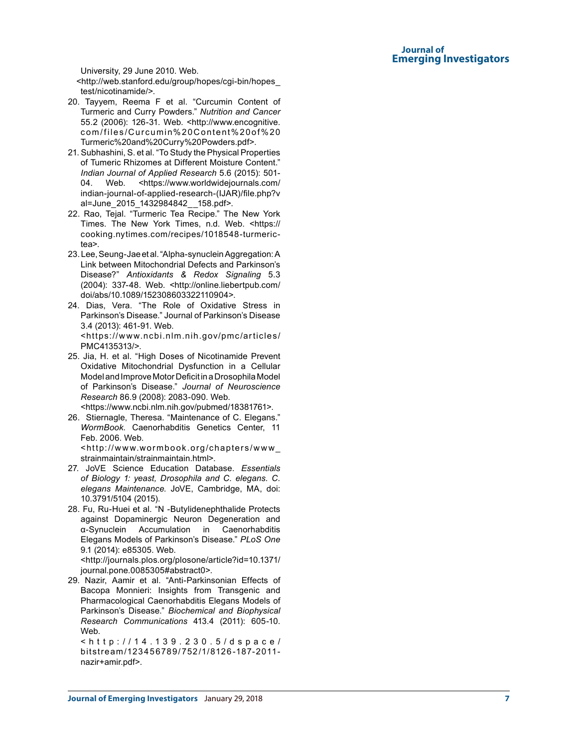University, 29 June 2010. Web. <http://web.stanford.edu/group/hopes/cgi-bin/hopes_test/nicotinamide/>.

20. Tayyem, Reema F et al. "Curcumin Content of Turmeric and Curry Powders." *Nutrition and Cancer* 55.2 (2006): 126-31. Web. <http://www.encognitive.com/files/Curcumin%20Content%20of%20Turmeric%20and%20Curry%20Powders.pdf>.
21. Subhashini, S. et al. "To Study the Physical Properties of Tumeric Rhizomes at Different Moisture Content." *Indian Journal of Applied Research* 5.6 (2015): 501-04. Web. <https://www.worldwidejournals.com/indian-journal-of-applied-research-(IJAR)/file.php?val=June_2015_1432984842__158.pdf>.
22. Rao, Tejal. "Turmeric Tea Recipe." The New York Times. The New York Times, n.d. Web. <https://cooking.nytimes.com/recipes/1018548-turmeric-tea>.
23. Lee, Seung-Jae et al. "Alpha-synuclein Aggregation: A Link between Mitochondrial Defects and Parkinson's Disease?" *Antioxidants & Redox Signaling* 5.3 (2004): 337-48. Web. <http://online.liebertpub.com/doi/abs/10.1089/152308603322110904>.
24. Dias, Vera. "The Role of Oxidative Stress in Parkinson's Disease." Journal of Parkinson's Disease 3.4 (2013): 461-91. Web. <https://www.ncbi.nlm.nih.gov/pmc/articles/PMC4135313/>.
25. Jia, H. et al. "High Doses of Nicotinamide Prevent Oxidative Mitochondrial Dysfunction in a Cellular Model and Improve Motor Deficit in a Drosophila Model of Parkinson's Disease." *Journal of Neuroscience Research* 86.9 (2008): 2083-090. Web. <https://www.ncbi.nlm.nih.gov/pubmed/18381761>.
26. Stiernagle, Theresa. "Maintenance of C. Elegans." *WormBook*. Caenorhabditis Genetics Center, 11 Feb. 2006. Web. <http://www.wormbook.org/chapters/www_strainmaintain/strainmaintain.html>.
27. JoVE Science Education Database. *Essentials of Biology 1: yeast, Drosophila and C. elegans. C. elegans Maintenance.* JoVE, Cambridge, MA, doi: 10.3791/5104 (2015).
28. Fu, Ru-Huei et al. "N -Butylidenephthalide Protects against Dopaminergic Neuron Degeneration and α-Synuclein Accumulation in Caenorhabditis Elegans Models of Parkinson's Disease." *PLoS One* 9.1 (2014): e85305. Web. <http://journals.plos.org/plosone/article?id=10.1371/journal.pone.0085305#abstract0>.
29. Nazir, Aamir et al. "Anti-Parkinsonian Effects of Bacopa Monnieri: Insights from Transgenic and Pharmacological Caenorhabditis Elegans Models of Parkinson's Disease." *Biochemical and Biophysical Research Communications* 413.4 (2011): 605-10. Web. <http://14.139.230.5/dspace/bitstream/123456789/752/1/8126-187-2011-nazir+amir.pdf>.